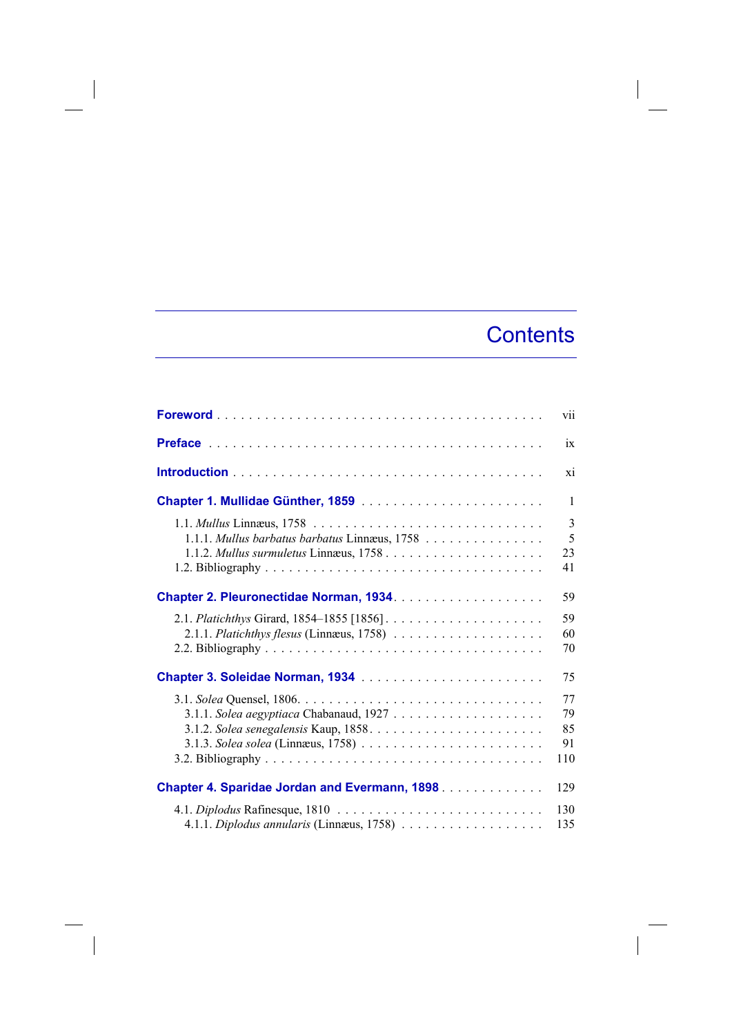# Contents

**Foreword** . . . . . . . . . . . . . . . . . . . . . . . . . . . . . . . . . . . . . . . . vii

**Preface** . . . . . . . . . . . . . . . . . . . . . . . . . . . . . . . . . . . . . . . . . ix

**Introduction** . . . . . . . . . . . . . . . . . . . . . . . . . . . . . . . . . . . . . . xi

**Chapter 1. Mullidae Günther, 1859** . . . . . . . . . . . . . . . . . . . . . . . 1

- 1.1. *Mullus* Linnæus, 1758 . . . . . . . . . . . . . . . . . . . . . . . . . . . . . 3
  - 1.1.1. *Mullus barbatus barbatus* Linnæus, 1758 . . . . . . . . . . . . . . . 5
  - 1.1.2. *Mullus surmuletus* Linnæus, 1758 . . . . . . . . . . . . . . . . . . . . 23
- 1.2. Bibliography . . . . . . . . . . . . . . . . . . . . . . . . . . . . . . . . . . 41

**Chapter 2. Pleuronectidae Norman, 1934** . . . . . . . . . . . . . . . . . . . 59

- 2.1. *Platichthys* Girard, 1854–1855 [1856] . . . . . . . . . . . . . . . . . . . . 59
  - 2.1.1. *Platichthys flesus* (Linnæus, 1758) . . . . . . . . . . . . . . . . . . . 60
- 2.2. Bibliography . . . . . . . . . . . . . . . . . . . . . . . . . . . . . . . . . . 70

**Chapter 3. Soleidae Norman, 1934** . . . . . . . . . . . . . . . . . . . . . . . 75

- 3.1. *Solea* Quensel, 1806. . . . . . . . . . . . . . . . . . . . . . . . . . . . . . 77
  - 3.1.1. *Solea aegyptiaca* Chabanaud, 1927 . . . . . . . . . . . . . . . . . . . 79
  - 3.1.2. *Solea senegalensis* Kaup, 1858. . . . . . . . . . . . . . . . . . . . . . 85
  - 3.1.3. *Solea solea* (Linnæus, 1758) . . . . . . . . . . . . . . . . . . . . . . . 91
- 3.2. Bibliography . . . . . . . . . . . . . . . . . . . . . . . . . . . . . . . . . . 110

**Chapter 4. Sparidae Jordan and Evermann, 1898** . . . . . . . . . . . . . 129

- 4.1. *Diplodus* Rafinesque, 1810 . . . . . . . . . . . . . . . . . . . . . . . . . . 130
  - 4.1.1. *Diplodus annularis* (Linnæus, 1758) . . . . . . . . . . . . . . . . . . . 135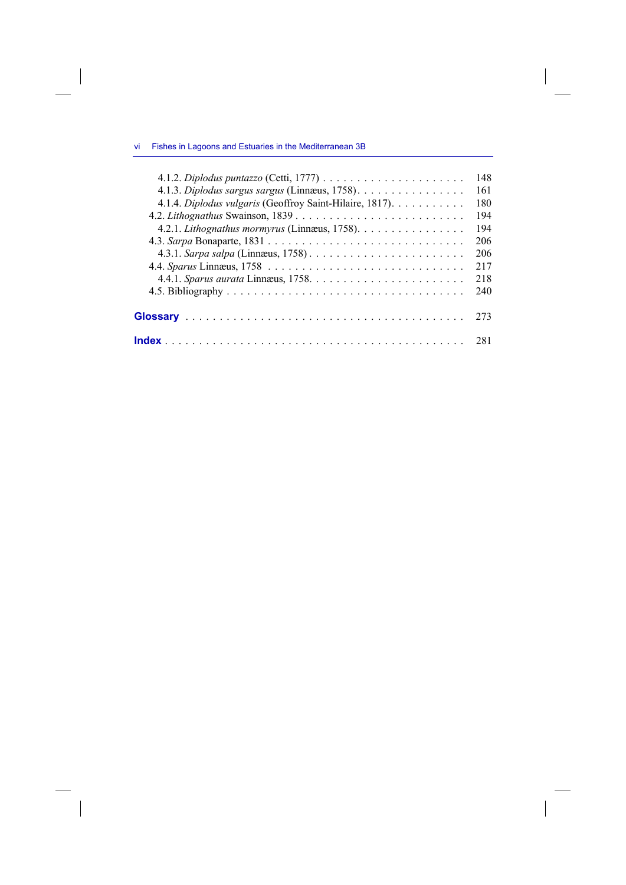4.1.2. *Diplodus puntazzo* (Cetti, 1777) . . . . . . . . . . . . . . . . . . . . . . 148
4.1.3. *Diplodus sargus sargus* (Linnæus, 1758). . . . . . . . . . . . . . . . . 161
4.1.4. *Diplodus vulgaris* (Geoffroy Saint-Hilaire, 1817). . . . . . . . . . . 180
4.2. *Lithognathus* Swainson, 1839 . . . . . . . . . . . . . . . . . . . . . . . . . . 194
4.2.1. *Lithognathus mormyrus* (Linnæus, 1758). . . . . . . . . . . . . . . . . 194
4.3. *Sarpa* Bonaparte, 1831 . . . . . . . . . . . . . . . . . . . . . . . . . . . . . . 206
4.3.1. *Sarpa salpa* (Linnæus, 1758) . . . . . . . . . . . . . . . . . . . . . . . . 206
4.4. *Sparus* Linnæus, 1758 . . . . . . . . . . . . . . . . . . . . . . . . . . . . . . 217
4.4.1. *Sparus aurata* Linnæus, 1758. . . . . . . . . . . . . . . . . . . . . . . . 218
4.5. Bibliography . . . . . . . . . . . . . . . . . . . . . . . . . . . . . . . . . . . . 240

**Glossary** . . . . . . . . . . . . . . . . . . . . . . . . . . . . . . . . . . . . . . . . 273

**Index** . . . . . . . . . . . . . . . . . . . . . . . . . . . . . . . . . . . . . . . . . . 281